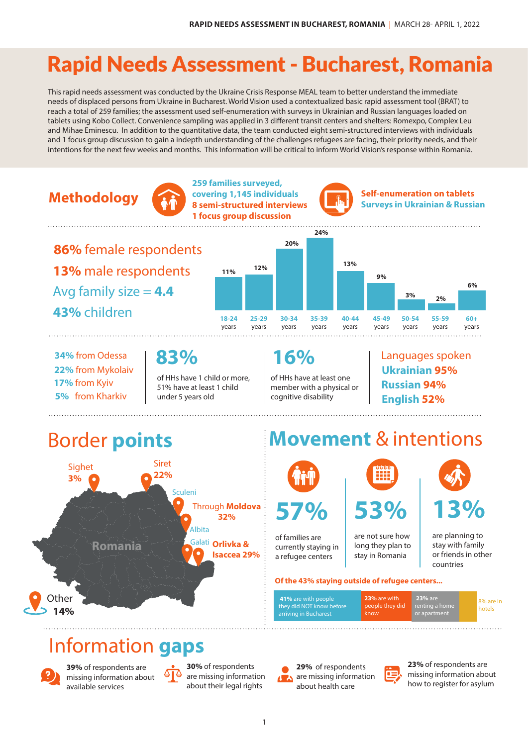# Rapid Needs Assessment - Bucharest, Romania

This rapid needs assessment was conducted by the Ukraine Crisis Response MEAL team to better understand the immediate needs of displaced persons from Ukraine in Bucharest. World Vision used a contextualized basic rapid assessment tool (BRAT) to reach a total of 259 families; the assessment used self-enumeration with surveys in Ukrainian and Russian languages loaded on tablets using Kobo Collect. Convenience sampling was applied in 3 different transit centers and shelters: Romexpo, Complex Leu and Mihae Eminescu. In addition to the quantitative data, the team conducted eight semi-structured interviews with individuals and 1 focus group discussion to gain a indepth understanding of the challenges refugees are facing, their priority needs, and their intentions for the next few weeks and months. This information will be critical to inform World Vision's response within Romania.

## Methodology

**259 families surveyed, covering 1,145 individuals**
**8 semi-structured interviews**
**1 focus group discussion**

**Self-enumeration on tablets**
**Surveys in Ukrainian & Russian**

**86%** female respondents
**13%** male respondents
Avg family size = **4.4**
**43%** children

| Age | 18-24 years | 25-29 years | 30-34 years | 35-39 years | 40-44 years | 45-49 years | 50-54 years | 55-59 years | 60+ years |
|---|---|---|---|---|---|---|---|---|---|
| % | 11% | 12% | 20% | 24% | 13% | 9% | 3% | 2% | 6% |

**34%** from Odessa
**22%** from Mykolaiv
**17%** from Kyiv
**5%** from Kharkiv

**83%** of HHs have 1 child or more, 51% have at least 1 child under 5 years old

**16%** of HHs have at least one member with a physical or cognitive disability

Languages spoken
**Ukrainian 95%**
**Russian 94%**
**English 52%**

## Border points

- Sighet **3%**
- Siret **22%**
- Sculeni, Albita – Through **Moldova 32%**
- Galati, **Orlivka & Isaccea 29%**
- Other **14%**

## Movement & intentions

**57%** of families are currently staying in a refugee centers

**53%** are not sure how long they plan to stay in Romania

**13%** are planning to stay with family or friends in other countries

**Of the 43% staying outside of refugee centers...**

- **41%** are with people they did NOT know before arriving in Bucharest
- **23%** are with people they did know
- **23%** are renting a home or apartment
- 8% are in hotels

## Information gaps

**39%** of respondents are missing information about available services

**30%** of respondents are missing information about their legal rights

**29%** of respondents are missing information about health care

**23%** of respondents are missing information about how to register for asylum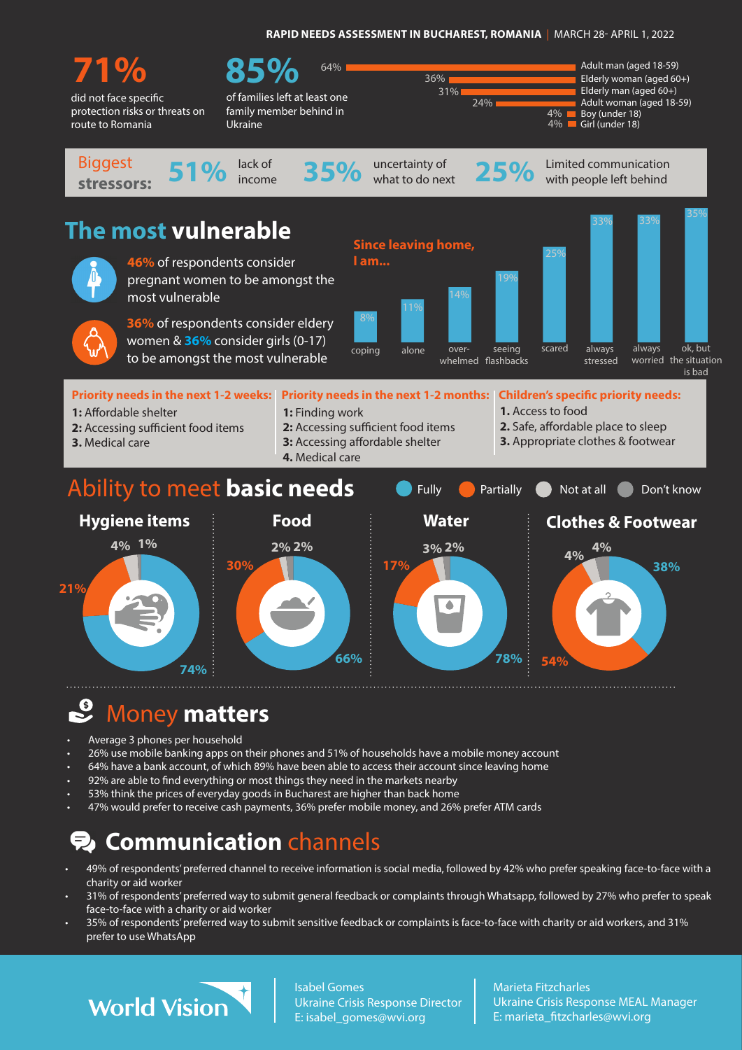**RAPID NEEDS ASSESSMENT IN BUCHAREST, ROMANIA** | MARCH 28- APRIL 1, 2022

**71%**
did not face specific protection risks or threats on route to Romania

**85%**
of families left at least one family member behind in Ukraine

64% Adult man (aged 18-59)
36% Elderly woman (aged 60+)
31% Elderly man (aged 60+)
24% Adult woman (aged 18-59)
4% Boy (under 18)
4% Girl (under 18)

**Biggest stressors:**
**51%** lack of income
**35%** uncertainty of what to do next
**25%** Limited communication with people left behind

## The most vulnerable

**46%** of respondents consider pregnant women to be amongst the most vulnerable

**36%** of respondents consider eldery women & **36%** consider girls (0-17) to be amongst the most vulnerable

**Since leaving home, I am...**

8% coping
11% alone
14% over-whelmed
19% seeing flashbacks
25% scared
33% always stressed
33% always worried
35% ok, but the situation is bad

**Priority needs in the next 1-2 weeks:**
1: Affordable shelter
2: Accessing sufficient food items
3. Medical care

**Priority needs in the next 1-2 months:**
1: Finding work
2: Accessing sufficient food items
3: Accessing affordable shelter
4. Medical care

**Children's specific priority needs:**
1. Access to food
2. Safe, affordable place to sleep
3. Appropriate clothes & footwear

## Ability to meet basic needs

Fully | Partially | Not at all | Don't know

**Hygiene items**
74% 21% 4% 1%

**Food**
66% 30% 2% 2%

**Water**
78% 17% 3% 2%

**Clothes & Footwear**
38% 54% 4% 4%

## Money matters

- Average 3 phones per household
- 26% use mobile banking apps on their phones and 51% of households have a mobile money account
- 64% have a bank account, of which 89% have been able to access their account since leaving home
- 92% are able to find everything or most things they need in the markets nearby
- 53% think the prices of everyday goods in Bucharest are higher than back home
- 47% would prefer to receive cash payments, 36% prefer mobile money, and 26% prefer ATM cards

## Communication channels

- 49% of respondents' preferred channel to receive information is social media, followed by 42% who prefer speaking face-to-face with a charity or aid worker
- 31% of respondents' preferred way to submit general feedback or complaints through Whatsapp, followed by 27% who prefer to speak face-to-face with a charity or aid worker
- 35% of respondents' preferred way to submit sensitive feedback or complaints is face-to-face with charity or aid workers, and 31% prefer to use WhatsApp

World Vision

Isabel Gomes
Ukraine Crisis Response Director
E: isabel_gomes@wvi.org

Marieta Fitzcharles
Ukraine Crisis Response MEAL Manager
E: marieta_fitzcharles@wvi.org